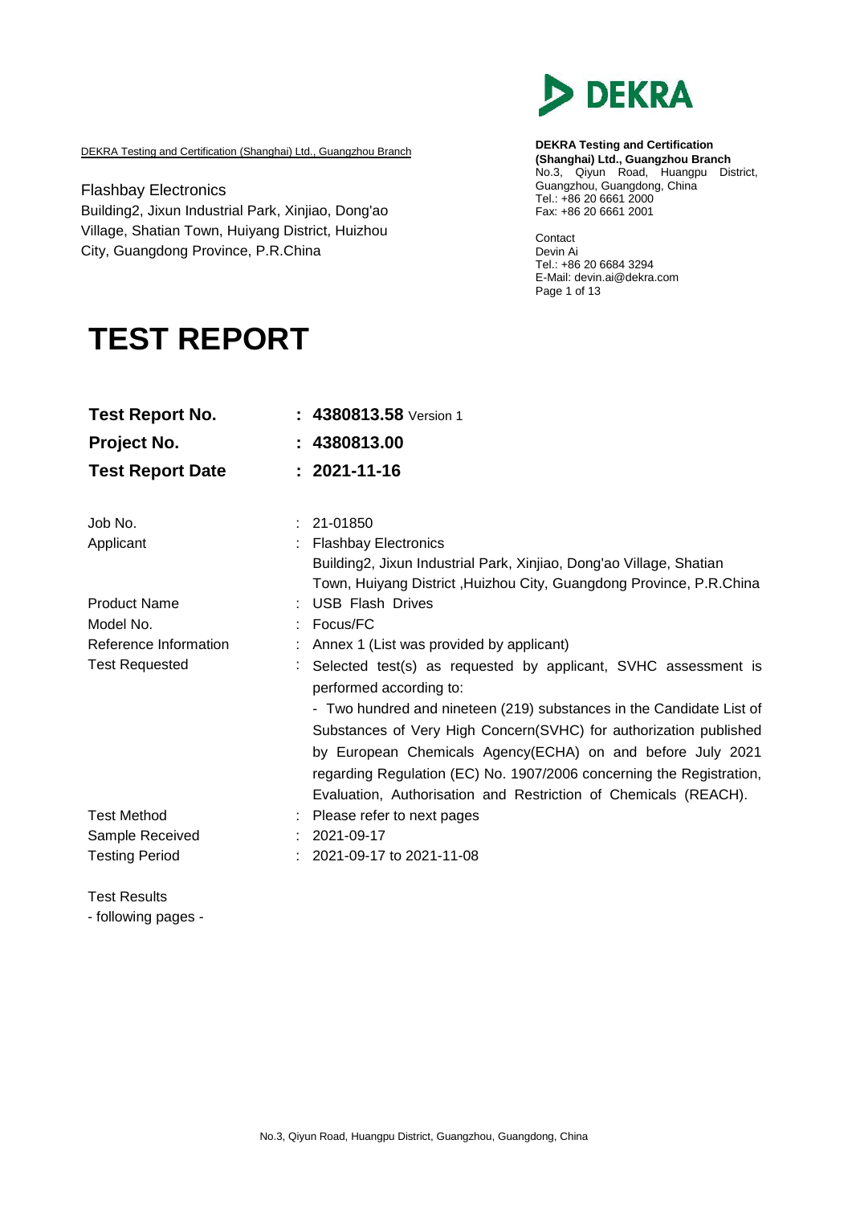DEKRA Testing and Certification (Shanghai) Ltd., Guangzhou Branch

Flashbay Electronics
Building2, Jixun Industrial Park, Xinjiao, Dong'ao Village, Shatian Town, Huiyang District, Huizhou City, Guangdong Province, P.R.China

DEKRA

**DEKRA Testing and Certification (Shanghai) Ltd., Guangzhou Branch**
No.3, Qiyun Road, Huangpu District, Guangzhou, Guangdong, China
Tel.: +86 20 6661 2000
Fax: +86 20 6661 2001

Contact
Devin Ai
Tel.: +86 20 6684 3294
E-Mail: devin.ai@dekra.com

# TEST REPORT

| | |
|---|---|
| **Test Report No.** | : **4380813.58** Version 1 |
| **Project No.** | : **4380813.00** |
| **Test Report Date** | : **2021-11-16** |

| | |
|---|---|
| Job No. | : 21-01850 |
| Applicant | : Flashbay Electronics<br>Building2, Jixun Industrial Park, Xinjiao, Dong'ao Village, Shatian Town, Huiyang District ,Huizhou City, Guangdong Province, P.R.China |
| Product Name | : USB Flash Drives |
| Model No. | : Focus/FC |
| Reference Information | : Annex 1 (List was provided by applicant) |
| Test Requested | : Selected test(s) as requested by applicant, SVHC assessment is performed according to:<br>- Two hundred and nineteen (219) substances in the Candidate List of Substances of Very High Concern(SVHC) for authorization published by European Chemicals Agency(ECHA) on and before July 2021 regarding Regulation (EC) No. 1907/2006 concerning the Registration, Evaluation, Authorisation and Restriction of Chemicals (REACH). |
| Test Method | : Please refer to next pages |
| Sample Received | : 2021-09-17 |
| Testing Period | : 2021-09-17 to 2021-11-08 |

Test Results
- following pages -

No.3, Qiyun Road, Huangpu District, Guangzhou, Guangdong, China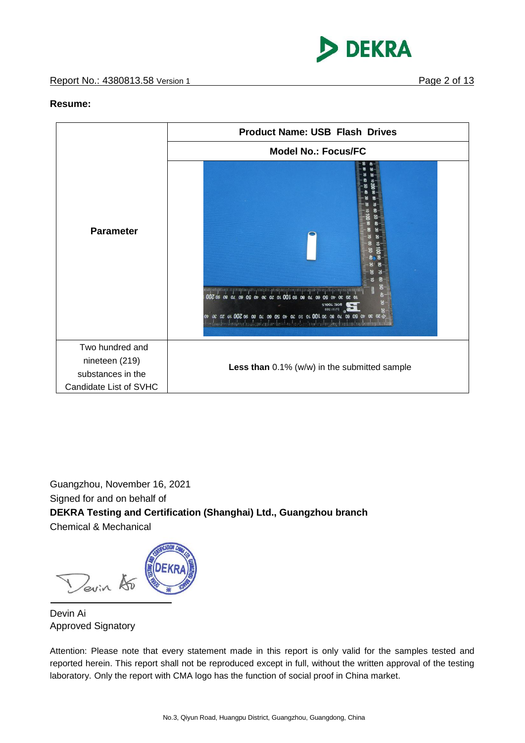**Resume:**

| Parameter | Product Name: USB Flash Drives |
|---|---|
| | Model No.: Focus/FC |
| Two hundred and nineteen (219) substances in the Candidate List of SVHC | **Less than** 0.1% (w/w) in the submitted sample |

Guangzhou, November 16, 2021

Signed for and on behalf of

**DEKRA Testing and Certification (Shanghai) Ltd., Guangzhou branch**

Chemical & Mechanical

Devin Ai

Approved Signatory

Attention: Please note that every statement made in this report is only valid for the samples tested and reported herein. This report shall not be reproduced except in full, without the written approval of the testing laboratory. Only the report with CMA logo has the function of social proof in China market.

No.3, Qiyun Road, Huangpu District, Guangzhou, Guangdong, China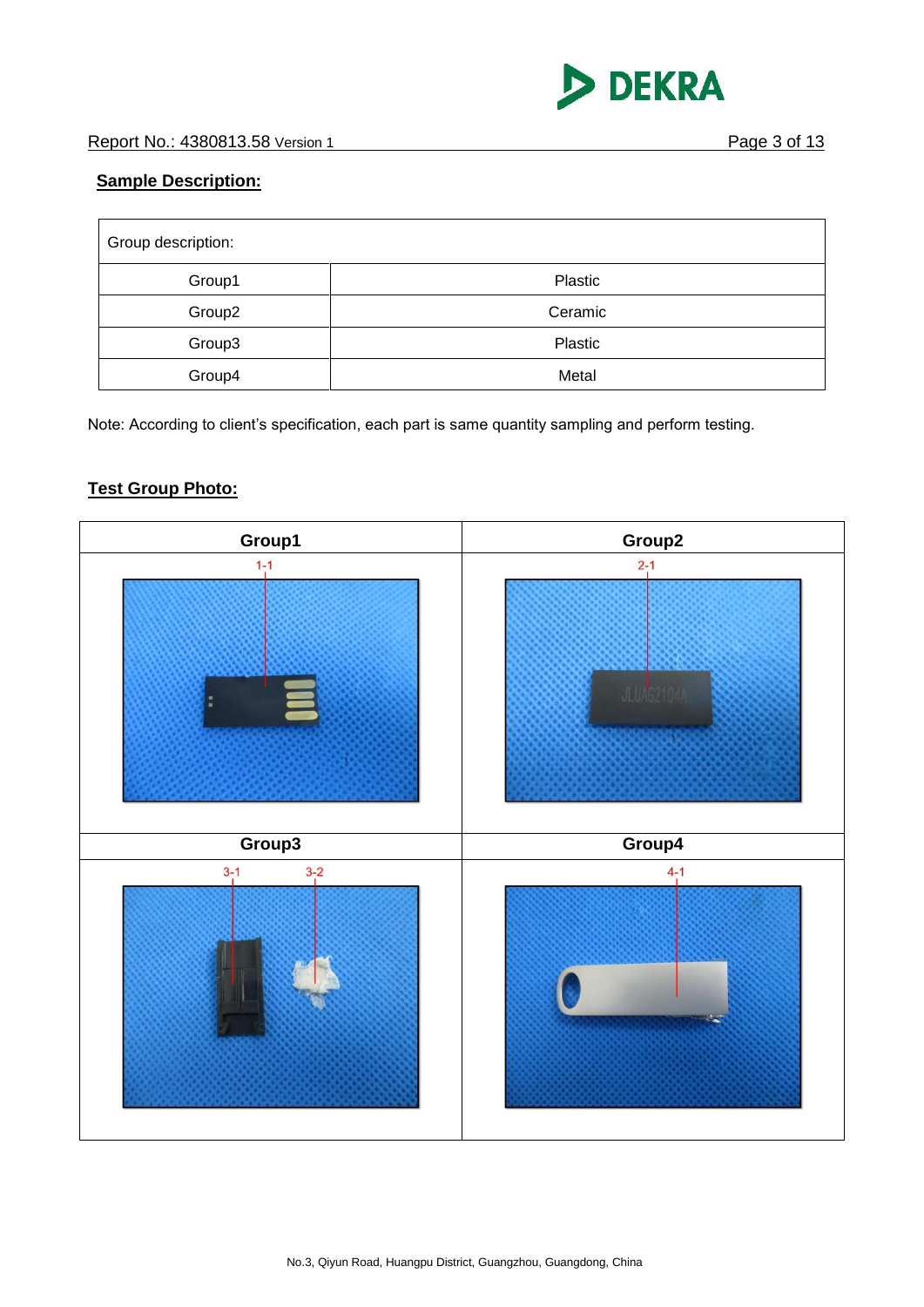## Sample Description:

| Group description: | |
|---|---|
| Group1 | Plastic |
| Group2 | Ceramic |
| Group3 | Plastic |
| Group4 | Metal |

Note: According to client's specification, each part is same quantity sampling and perform testing.

## Test Group Photo:

| Group1 | Group2 |
|---|---|
| 1-1 | 2-1 |
| **Group3** | **Group4** |
| 3-1 3-2 | 4-1 |

No.3, Qiyun Road, Huangpu District, Guangzhou, Guangdong, China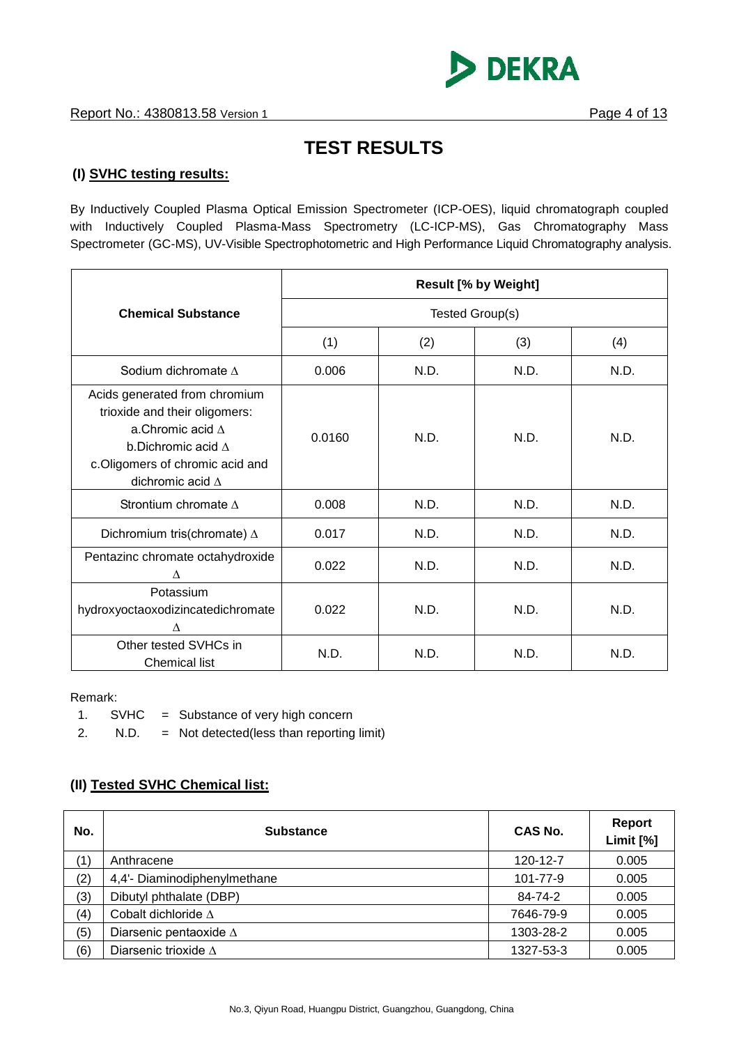# TEST RESULTS

## (I) SVHC testing results:

By Inductively Coupled Plasma Optical Emission Spectrometer (ICP-OES), liquid chromatograph coupled with Inductively Coupled Plasma-Mass Spectrometry (LC-ICP-MS), Gas Chromatography Mass Spectrometer (GC-MS), UV-Visible Spectrophotometric and High Performance Liquid Chromatography analysis.

| Chemical Substance | Result [% by Weight] | | | |
|---|---|---|---|---|
| | Tested Group(s) | | | |
| | (1) | (2) | (3) | (4) |
| Sodium dichromate Δ | 0.006 | N.D. | N.D. | N.D. |
| Acids generated from chromium trioxide and their oligomers: a.Chromic acid Δ b.Dichromic acid Δ c.Oligomers of chromic acid and dichromic acid Δ | 0.0160 | N.D. | N.D. | N.D. |
| Strontium chromate Δ | 0.008 | N.D. | N.D. | N.D. |
| Dichromium tris(chromate) Δ | 0.017 | N.D. | N.D. | N.D. |
| Pentazinc chromate octahydroxide Δ | 0.022 | N.D. | N.D. | N.D. |
| Potassium hydroxyoctaoxodizincatedichromate Δ | 0.022 | N.D. | N.D. | N.D. |
| Other tested SVHCs in Chemical list | N.D. | N.D. | N.D. | N.D. |

Remark:

1. SVHC = Substance of very high concern
2. N.D. = Not detected(less than reporting limit)

## (II) Tested SVHC Chemical list:

| No. | Substance | CAS No. | Report Limit [%] |
|---|---|---|---|
| (1) | Anthracene | 120-12-7 | 0.005 |
| (2) | 4,4'- Diaminodiphenylmethane | 101-77-9 | 0.005 |
| (3) | Dibutyl phthalate (DBP) | 84-74-2 | 0.005 |
| (4) | Cobalt dichloride Δ | 7646-79-9 | 0.005 |
| (5) | Diarsenic pentaoxide Δ | 1303-28-2 | 0.005 |
| (6) | Diarsenic trioxide Δ | 1327-53-3 | 0.005 |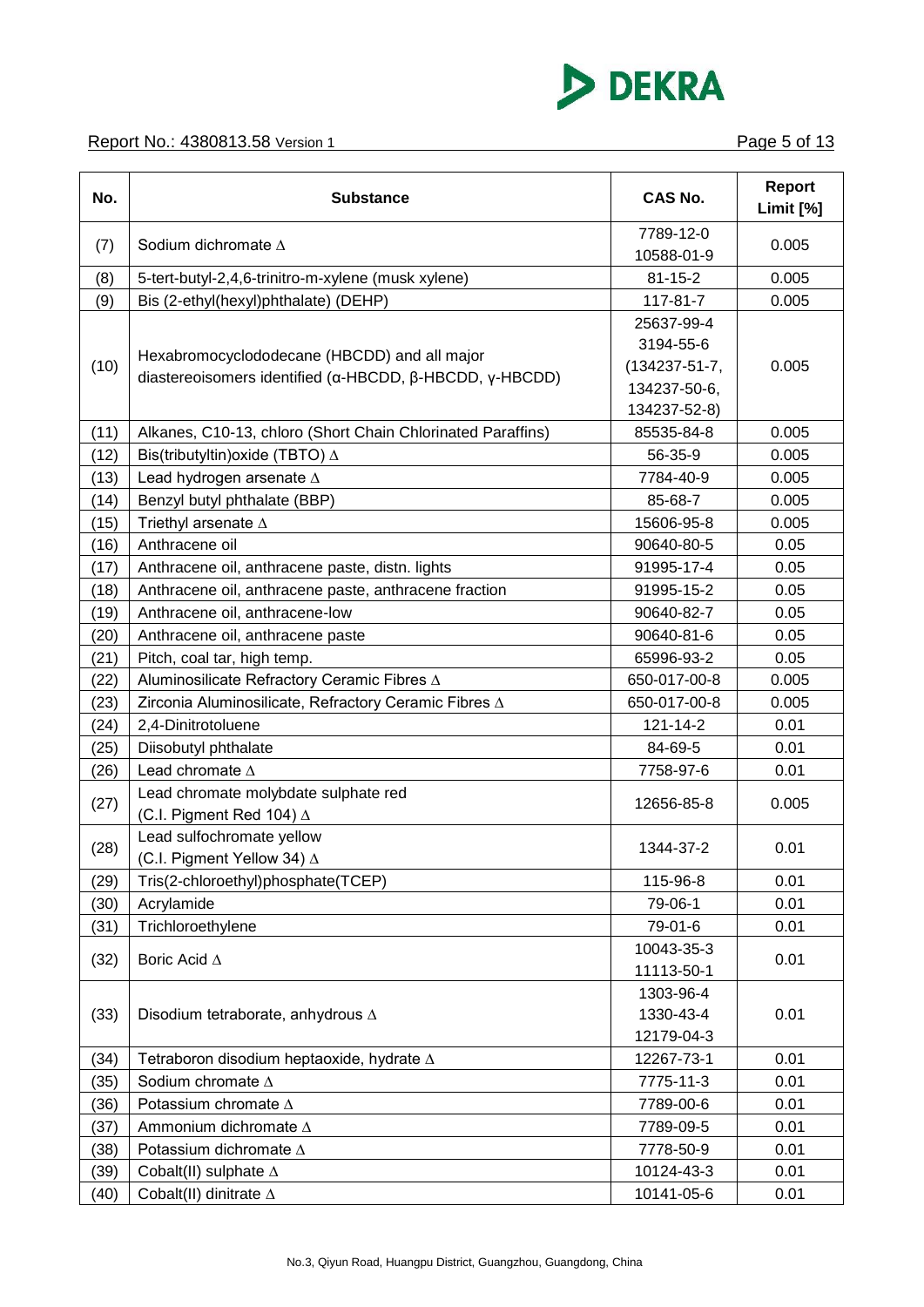Report No.: 4380813.58 Version 1

| No. | Substance | CAS No. | Report Limit [%] |
|---|---|---|---|
| (7) | Sodium dichromate ∆ | 7789-12-0<br>10588-01-9 | 0.005 |
| (8) | 5-tert-butyl-2,4,6-trinitro-m-xylene (musk xylene) | 81-15-2 | 0.005 |
| (9) | Bis (2-ethyl(hexyl)phthalate) (DEHP) | 117-81-7 | 0.005 |
| (10) | Hexabromocyclododecane (HBCDD) and all major diastereoisomers identified (α-HBCDD, β-HBCDD, γ-HBCDD) | 25637-99-4<br>3194-55-6<br>(134237-51-7,<br>134237-50-6,<br>134237-52-8) | 0.005 |
| (11) | Alkanes, C10-13, chloro (Short Chain Chlorinated Paraffins) | 85535-84-8 | 0.005 |
| (12) | Bis(tributyltin)oxide (TBTO) ∆ | 56-35-9 | 0.005 |
| (13) | Lead hydrogen arsenate ∆ | 7784-40-9 | 0.005 |
| (14) | Benzyl butyl phthalate (BBP) | 85-68-7 | 0.005 |
| (15) | Triethyl arsenate ∆ | 15606-95-8 | 0.005 |
| (16) | Anthracene oil | 90640-80-5 | 0.05 |
| (17) | Anthracene oil, anthracene paste, distn. lights | 91995-17-4 | 0.05 |
| (18) | Anthracene oil, anthracene paste, anthracene fraction | 91995-15-2 | 0.05 |
| (19) | Anthracene oil, anthracene-low | 90640-82-7 | 0.05 |
| (20) | Anthracene oil, anthracene paste | 90640-81-6 | 0.05 |
| (21) | Pitch, coal tar, high temp. | 65996-93-2 | 0.05 |
| (22) | Aluminosilicate Refractory Ceramic Fibres ∆ | 650-017-00-8 | 0.005 |
| (23) | Zirconia Aluminosilicate, Refractory Ceramic Fibres ∆ | 650-017-00-8 | 0.005 |
| (24) | 2,4-Dinitrotoluene | 121-14-2 | 0.01 |
| (25) | Diisobutyl phthalate | 84-69-5 | 0.01 |
| (26) | Lead chromate ∆ | 7758-97-6 | 0.01 |
| (27) | Lead chromate molybdate sulphate red (C.I. Pigment Red 104) ∆ | 12656-85-8 | 0.005 |
| (28) | Lead sulfochromate yellow (C.I. Pigment Yellow 34) ∆ | 1344-37-2 | 0.01 |
| (29) | Tris(2-chloroethyl)phosphate(TCEP) | 115-96-8 | 0.01 |
| (30) | Acrylamide | 79-06-1 | 0.01 |
| (31) | Trichloroethylene | 79-01-6 | 0.01 |
| (32) | Boric Acid ∆ | 10043-35-3<br>11113-50-1 | 0.01 |
| (33) | Disodium tetraborate, anhydrous ∆ | 1303-96-4<br>1330-43-4<br>12179-04-3 | 0.01 |
| (34) | Tetraboron disodium heptaoxide, hydrate ∆ | 12267-73-1 | 0.01 |
| (35) | Sodium chromate ∆ | 7775-11-3 | 0.01 |
| (36) | Potassium chromate ∆ | 7789-00-6 | 0.01 |
| (37) | Ammonium dichromate ∆ | 7789-09-5 | 0.01 |
| (38) | Potassium dichromate ∆ | 7778-50-9 | 0.01 |
| (39) | Cobalt(II) sulphate ∆ | 10124-43-3 | 0.01 |
| (40) | Cobalt(II) dinitrate ∆ | 10141-05-6 | 0.01 |

No.3, Qiyun Road, Huangpu District, Guangzhou, Guangdong, China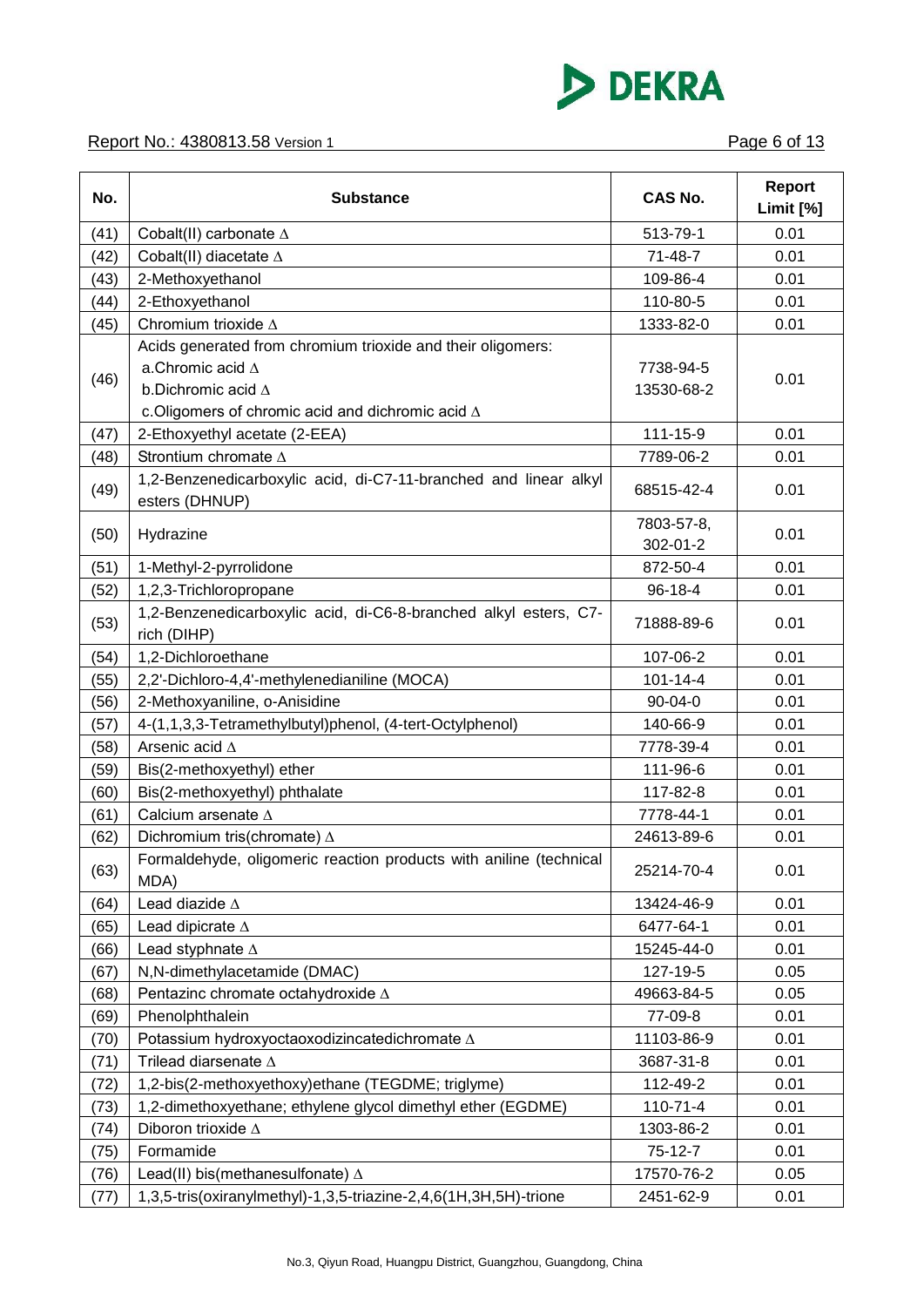| No. | Substance | CAS No. | Report Limit [%] |
|---|---|---|---|
| (41) | Cobalt(II) carbonate ∆ | 513-79-1 | 0.01 |
| (42) | Cobalt(II) diacetate ∆ | 71-48-7 | 0.01 |
| (43) | 2-Methoxyethanol | 109-86-4 | 0.01 |
| (44) | 2-Ethoxyethanol | 110-80-5 | 0.01 |
| (45) | Chromium trioxide ∆ | 1333-82-0 | 0.01 |
| (46) | Acids generated from chromium trioxide and their oligomers:<br>a.Chromic acid ∆<br>b.Dichromic acid ∆<br>c.Oligomers of chromic acid and dichromic acid ∆ | 7738-94-5<br>13530-68-2 | 0.01 |
| (47) | 2-Ethoxyethyl acetate (2-EEA) | 111-15-9 | 0.01 |
| (48) | Strontium chromate ∆ | 7789-06-2 | 0.01 |
| (49) | 1,2-Benzenedicarboxylic acid, di-C7-11-branched and linear alkyl esters (DHNUP) | 68515-42-4 | 0.01 |
| (50) | Hydrazine | 7803-57-8,<br>302-01-2 | 0.01 |
| (51) | 1-Methyl-2-pyrrolidone | 872-50-4 | 0.01 |
| (52) | 1,2,3-Trichloropropane | 96-18-4 | 0.01 |
| (53) | 1,2-Benzenedicarboxylic acid, di-C6-8-branched alkyl esters, C7-rich (DIHP) | 71888-89-6 | 0.01 |
| (54) | 1,2-Dichloroethane | 107-06-2 | 0.01 |
| (55) | 2,2'-Dichloro-4,4'-methylenedianiline (MOCA) | 101-14-4 | 0.01 |
| (56) | 2-Methoxyaniline, o-Anisidine | 90-04-0 | 0.01 |
| (57) | 4-(1,1,3,3-Tetramethylbutyl)phenol, (4-tert-Octylphenol) | 140-66-9 | 0.01 |
| (58) | Arsenic acid ∆ | 7778-39-4 | 0.01 |
| (59) | Bis(2-methoxyethyl) ether | 111-96-6 | 0.01 |
| (60) | Bis(2-methoxyethyl) phthalate | 117-82-8 | 0.01 |
| (61) | Calcium arsenate ∆ | 7778-44-1 | 0.01 |
| (62) | Dichromium tris(chromate) ∆ | 24613-89-6 | 0.01 |
| (63) | Formaldehyde, oligomeric reaction products with aniline (technical MDA) | 25214-70-4 | 0.01 |
| (64) | Lead diazide ∆ | 13424-46-9 | 0.01 |
| (65) | Lead dipicrate ∆ | 6477-64-1 | 0.01 |
| (66) | Lead styphnate ∆ | 15245-44-0 | 0.01 |
| (67) | N,N-dimethylacetamide (DMAC) | 127-19-5 | 0.05 |
| (68) | Pentazinc chromate octahydroxide ∆ | 49663-84-5 | 0.05 |
| (69) | Phenolphthalein | 77-09-8 | 0.01 |
| (70) | Potassium hydroxyoctaoxodizincatedichromate ∆ | 11103-86-9 | 0.01 |
| (71) | Trilead diarsenate ∆ | 3687-31-8 | 0.01 |
| (72) | 1,2-bis(2-methoxyethoxy)ethane (TEGDME; triglyme) | 112-49-2 | 0.01 |
| (73) | 1,2-dimethoxyethane; ethylene glycol dimethyl ether (EGDME) | 110-71-4 | 0.01 |
| (74) | Diboron trioxide ∆ | 1303-86-2 | 0.01 |
| (75) | Formamide | 75-12-7 | 0.01 |
| (76) | Lead(II) bis(methanesulfonate) ∆ | 17570-76-2 | 0.05 |
| (77) | 1,3,5-tris(oxiranylmethyl)-1,3,5-triazine-2,4,6(1H,3H,5H)-trione | 2451-62-9 | 0.01 |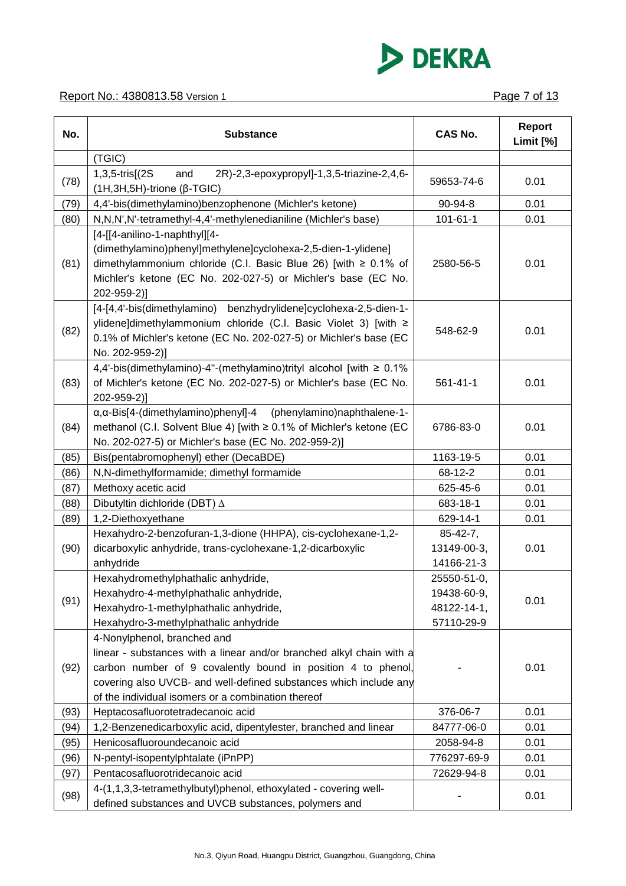| No. | Substance | CAS No. | Report Limit [%] |
|---|---|---|---|
| | (TGIC) | | |
| (78) | 1,3,5-tris[(2S and 2R)-2,3-epoxypropyl]-1,3,5-triazine-2,4,6-(1H,3H,5H)-trione (β-TGIC) | 59653-74-6 | 0.01 |
| (79) | 4,4'-bis(dimethylamino)benzophenone (Michler's ketone) | 90-94-8 | 0.01 |
| (80) | N,N,N',N'-tetramethyl-4,4'-methylenedianiline (Michler's base) | 101-61-1 | 0.01 |
| (81) | [4-[[4-anilino-1-naphthyl][4-(dimethylamino)phenyl]methylene]cyclohexa-2,5-dien-1-ylidene] dimethylammonium chloride (C.I. Basic Blue 26) [with ≥ 0.1% of Michler's ketone (EC No. 202-027-5) or Michler's base (EC No. 202-959-2)] | 2580-56-5 | 0.01 |
| (82) | [4-[4,4'-bis(dimethylamino) benzhydrylidene]cyclohexa-2,5-dien-1-ylidene]dimethylammonium chloride (C.I. Basic Violet 3) [with ≥ 0.1% of Michler's ketone (EC No. 202-027-5) or Michler's base (EC No. 202-959-2)] | 548-62-9 | 0.01 |
| (83) | 4,4'-bis(dimethylamino)-4''-(methylamino)trityl alcohol [with ≥ 0.1% of Michler's ketone (EC No. 202-027-5) or Michler's base (EC No. 202-959-2)] | 561-41-1 | 0.01 |
| (84) | α,α-Bis[4-(dimethylamino)phenyl]-4 (phenylamino)naphthalene-1-methanol (C.I. Solvent Blue 4) [with ≥ 0.1% of Michler's ketone (EC No. 202-027-5) or Michler's base (EC No. 202-959-2)] | 6786-83-0 | 0.01 |
| (85) | Bis(pentabromophenyl) ether (DecaBDE) | 1163-19-5 | 0.01 |
| (86) | N,N-dimethylformamide; dimethyl formamide | 68-12-2 | 0.01 |
| (87) | Methoxy acetic acid | 625-45-6 | 0.01 |
| (88) | Dibutyltin dichloride (DBT) ∆ | 683-18-1 | 0.01 |
| (89) | 1,2-Diethoxyethane | 629-14-1 | 0.01 |
| (90) | Hexahydro-2-benzofuran-1,3-dione (HHPA), cis-cyclohexane-1,2-dicarboxylic anhydride, trans-cyclohexane-1,2-dicarboxylic anhydride | 85-42-7, 13149-00-3, 14166-21-3 | 0.01 |
| (91) | Hexahydromethylphathalic anhydride, Hexahydro-4-methylphathalic anhydride, Hexahydro-1-methylphathalic anhydride, Hexahydro-3-methylphathalic anhydride | 25550-51-0, 19438-60-9, 48122-14-1, 57110-29-9 | 0.01 |
| (92) | 4-Nonylphenol, branched and linear - substances with a linear and/or branched alkyl chain with a carbon number of 9 covalently bound in position 4 to phenol, covering also UVCB- and well-defined substances which include any of the individual isomers or a combination thereof | - | 0.01 |
| (93) | Heptacosafluorotetradecanoic acid | 376-06-7 | 0.01 |
| (94) | 1,2-Benzenedicarboxylic acid, dipentylester, branched and linear | 84777-06-0 | 0.01 |
| (95) | Henicosafluoroundecanoic acid | 2058-94-8 | 0.01 |
| (96) | N-pentyl-isopentylphtalate (iPnPP) | 776297-69-9 | 0.01 |
| (97) | Pentacosafluorotridecanoic acid | 72629-94-8 | 0.01 |
| (98) | 4-(1,1,3,3-tetramethylbutyl)phenol, ethoxylated - covering well-defined substances and UVCB substances, polymers and | - | 0.01 |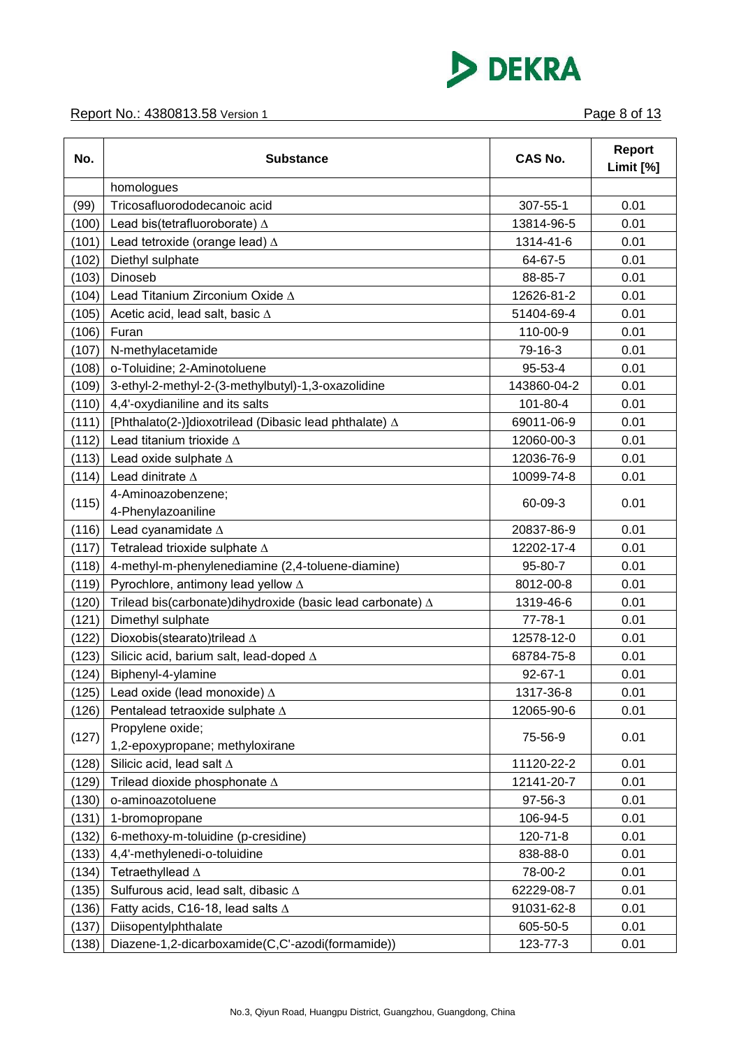| No. | Substance | CAS No. | Report Limit [%] |
| --- | --- | --- | --- |
| | homologues | | |
| (99) | Tricosafluorododecanoic acid | 307-55-1 | 0.01 |
| (100) | Lead bis(tetrafluoroborate) ∆ | 13814-96-5 | 0.01 |
| (101) | Lead tetroxide (orange lead) ∆ | 1314-41-6 | 0.01 |
| (102) | Diethyl sulphate | 64-67-5 | 0.01 |
| (103) | Dinoseb | 88-85-7 | 0.01 |
| (104) | Lead Titanium Zirconium Oxide ∆ | 12626-81-2 | 0.01 |
| (105) | Acetic acid, lead salt, basic ∆ | 51404-69-4 | 0.01 |
| (106) | Furan | 110-00-9 | 0.01 |
| (107) | N-methylacetamide | 79-16-3 | 0.01 |
| (108) | o-Toluidine; 2-Aminotoluene | 95-53-4 | 0.01 |
| (109) | 3-ethyl-2-methyl-2-(3-methylbutyl)-1,3-oxazolidine | 143860-04-2 | 0.01 |
| (110) | 4,4'-oxydianiline and its salts | 101-80-4 | 0.01 |
| (111) | [Phthalato(2-)]dioxotrilead (Dibasic lead phthalate) ∆ | 69011-06-9 | 0.01 |
| (112) | Lead titanium trioxide ∆ | 12060-00-3 | 0.01 |
| (113) | Lead oxide sulphate ∆ | 12036-76-9 | 0.01 |
| (114) | Lead dinitrate ∆ | 10099-74-8 | 0.01 |
| (115) | 4-Aminoazobenzene; 4-Phenylazoaniline | 60-09-3 | 0.01 |
| (116) | Lead cyanamidate ∆ | 20837-86-9 | 0.01 |
| (117) | Tetralead trioxide sulphate ∆ | 12202-17-4 | 0.01 |
| (118) | 4-methyl-m-phenylenediamine (2,4-toluene-diamine) | 95-80-7 | 0.01 |
| (119) | Pyrochlore, antimony lead yellow ∆ | 8012-00-8 | 0.01 |
| (120) | Trilead bis(carbonate)dihydroxide (basic lead carbonate) ∆ | 1319-46-6 | 0.01 |
| (121) | Dimethyl sulphate | 77-78-1 | 0.01 |
| (122) | Dioxobis(stearato)trilead ∆ | 12578-12-0 | 0.01 |
| (123) | Silicic acid, barium salt, lead-doped ∆ | 68784-75-8 | 0.01 |
| (124) | Biphenyl-4-ylamine | 92-67-1 | 0.01 |
| (125) | Lead oxide (lead monoxide) ∆ | 1317-36-8 | 0.01 |
| (126) | Pentalead tetraoxide sulphate ∆ | 12065-90-6 | 0.01 |
| (127) | Propylene oxide; 1,2-epoxypropane; methyloxirane | 75-56-9 | 0.01 |
| (128) | Silicic acid, lead salt ∆ | 11120-22-2 | 0.01 |
| (129) | Trilead dioxide phosphonate ∆ | 12141-20-7 | 0.01 |
| (130) | o-aminoazotoluene | 97-56-3 | 0.01 |
| (131) | 1-bromopropane | 106-94-5 | 0.01 |
| (132) | 6-methoxy-m-toluidine (p-cresidine) | 120-71-8 | 0.01 |
| (133) | 4,4'-methylenedi-o-toluidine | 838-88-0 | 0.01 |
| (134) | Tetraethyllead ∆ | 78-00-2 | 0.01 |
| (135) | Sulfurous acid, lead salt, dibasic ∆ | 62229-08-7 | 0.01 |
| (136) | Fatty acids, C16-18, lead salts ∆ | 91031-62-8 | 0.01 |
| (137) | Diisopentylphthalate | 605-50-5 | 0.01 |
| (138) | Diazene-1,2-dicarboxamide(C,C'-azodi(formamide)) | 123-77-3 | 0.01 |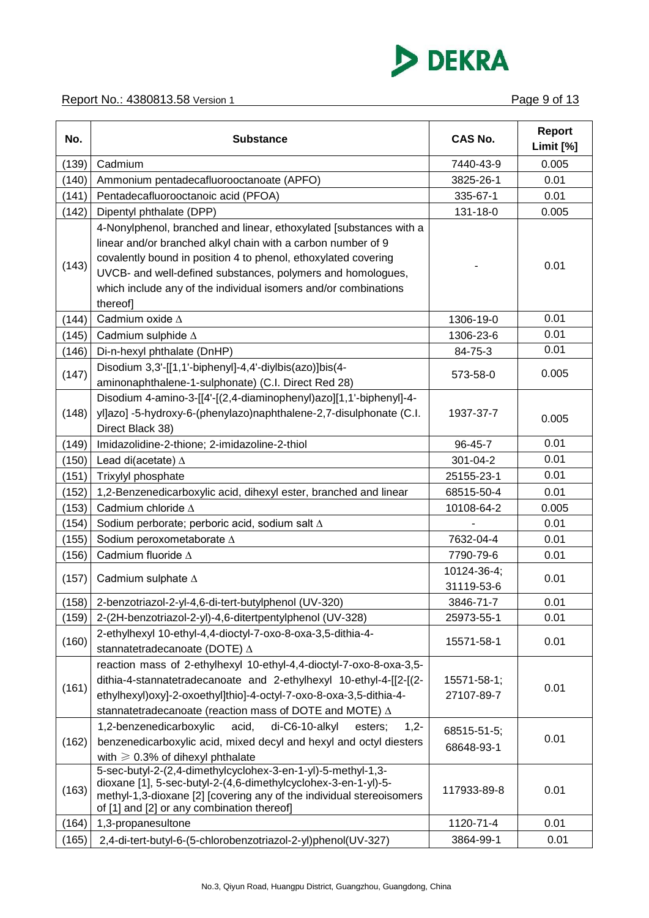| No. | Substance | CAS No. | Report Limit [%] |
|---|---|---|---|
| (139) | Cadmium | 7440-43-9 | 0.005 |
| (140) | Ammonium pentadecafluorooctanoate (APFO) | 3825-26-1 | 0.01 |
| (141) | Pentadecafluorooctanoic acid (PFOA) | 335-67-1 | 0.01 |
| (142) | Dipentyl phthalate (DPP) | 131-18-0 | 0.005 |
| (143) | 4-Nonylphenol, branched and linear, ethoxylated [substances with a linear and/or branched alkyl chain with a carbon number of 9 covalently bound in position 4 to phenol, ethoxylated covering UVCB- and well-defined substances, polymers and homologues, which include any of the individual isomers and/or combinations thereof] | - | 0.01 |
| (144) | Cadmium oxide Δ | 1306-19-0 | 0.01 |
| (145) | Cadmium sulphide Δ | 1306-23-6 | 0.01 |
| (146) | Di-n-hexyl phthalate (DnHP) | 84-75-3 | 0.01 |
| (147) | Disodium 3,3'-[[1,1'-biphenyl]-4,4'-diylbis(azo)]bis(4-aminonaphthalene-1-sulphonate) (C.I. Direct Red 28) | 573-58-0 | 0.005 |
| (148) | Disodium 4-amino-3-[[4'-[(2,4-diaminophenyl)azo][1,1'-biphenyl]-4-yl]azo] -5-hydroxy-6-(phenylazo)naphthalene-2,7-disulphonate (C.I. Direct Black 38) | 1937-37-7 | 0.005 |
| (149) | Imidazolidine-2-thione; 2-imidazoline-2-thiol | 96-45-7 | 0.01 |
| (150) | Lead di(acetate) Δ | 301-04-2 | 0.01 |
| (151) | Trixylyl phosphate | 25155-23-1 | 0.01 |
| (152) | 1,2-Benzenedicarboxylic acid, dihexyl ester, branched and linear | 68515-50-4 | 0.01 |
| (153) | Cadmium chloride Δ | 10108-64-2 | 0.005 |
| (154) | Sodium perborate; perboric acid, sodium salt Δ | - | 0.01 |
| (155) | Sodium peroxometaborate Δ | 7632-04-4 | 0.01 |
| (156) | Cadmium fluoride Δ | 7790-79-6 | 0.01 |
| (157) | Cadmium sulphate Δ | 10124-36-4; 31119-53-6 | 0.01 |
| (158) | 2-benzotriazol-2-yl-4,6-di-tert-butylphenol (UV-320) | 3846-71-7 | 0.01 |
| (159) | 2-(2H-benzotriazol-2-yl)-4,6-ditertpentylphenol (UV-328) | 25973-55-1 | 0.01 |
| (160) | 2-ethylhexyl 10-ethyl-4,4-dioctyl-7-oxo-8-oxa-3,5-dithia-4-stannatetradecanoate (DOTE) Δ | 15571-58-1 | 0.01 |
| (161) | reaction mass of 2-ethylhexyl 10-ethyl-4,4-dioctyl-7-oxo-8-oxa-3,5-dithia-4-stannatetradecanoate and 2-ethylhexyl 10-ethyl-4-[[2-[(2-ethylhexyl)oxy]-2-oxoethyl]thio]-4-octyl-7-oxo-8-oxa-3,5-dithia-4-stannatetradecanoate (reaction mass of DOTE and MOTE) Δ | 15571-58-1; 27107-89-7 | 0.01 |
| (162) | 1,2-benzenedicarboxylic acid, di-C6-10-alkyl esters; 1,2-benzenedicarboxylic acid, mixed decyl and hexyl and octyl diesters with ≥ 0.3% of dihexyl phthalate | 68515-51-5; 68648-93-1 | 0.01 |
| (163) | 5-sec-butyl-2-(2,4-dimethylcyclohex-3-en-1-yl)-5-methyl-1,3-dioxane [1], 5-sec-butyl-2-(4,6-dimethylcyclohex-3-en-1-yl)-5-methyl-1,3-dioxane [2] [covering any of the individual stereoisomers of [1] and [2] or any combination thereof] | 117933-89-8 | 0.01 |
| (164) | 1,3-propanesultone | 1120-71-4 | 0.01 |
| (165) | 2,4-di-tert-butyl-6-(5-chlorobenzotriazol-2-yl)phenol(UV-327) | 3864-99-1 | 0.01 |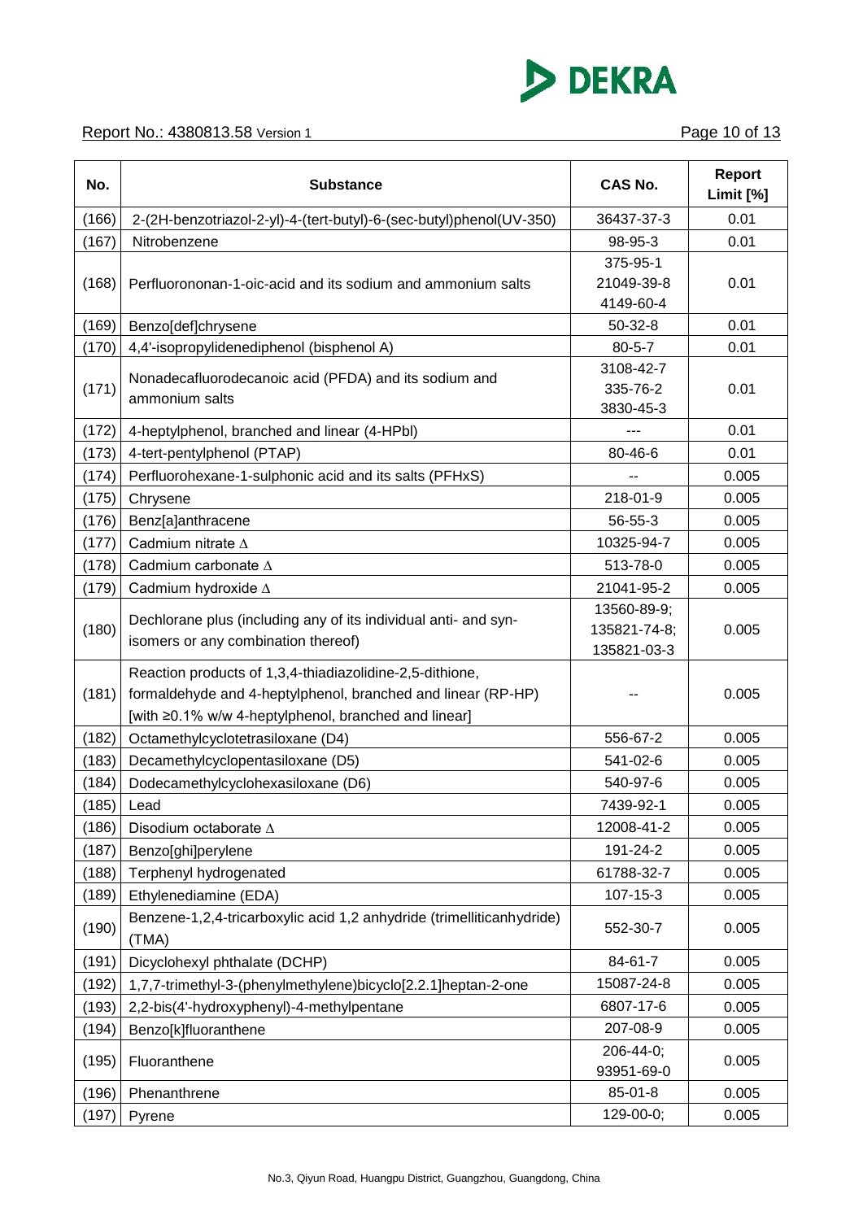| No. | Substance | CAS No. | Report Limit [%] |
|---|---|---|---|
| (166) | 2-(2H-benzotriazol-2-yl)-4-(tert-butyl)-6-(sec-butyl)phenol(UV-350) | 36437-37-3 | 0.01 |
| (167) | Nitrobenzene | 98-95-3 | 0.01 |
| (168) | Perfluorononan-1-oic-acid and its sodium and ammonium salts | 375-95-1<br>21049-39-8<br>4149-60-4 | 0.01 |
| (169) | Benzo[def]chrysene | 50-32-8 | 0.01 |
| (170) | 4,4'-isopropylidenediphenol (bisphenol A) | 80-5-7 | 0.01 |
| (171) | Nonadecafluorodecanoic acid (PFDA) and its sodium and ammonium salts | 3108-42-7<br>335-76-2<br>3830-45-3 | 0.01 |
| (172) | 4-heptylphenol, branched and linear (4-HPbl) | --- | 0.01 |
| (173) | 4-tert-pentylphenol (PTAP) | 80-46-6 | 0.01 |
| (174) | Perfluorohexane-1-sulphonic acid and its salts (PFHxS) | -- | 0.005 |
| (175) | Chrysene | 218-01-9 | 0.005 |
| (176) | Benz[a]anthracene | 56-55-3 | 0.005 |
| (177) | Cadmium nitrate ∆ | 10325-94-7 | 0.005 |
| (178) | Cadmium carbonate ∆ | 513-78-0 | 0.005 |
| (179) | Cadmium hydroxide ∆ | 21041-95-2 | 0.005 |
| (180) | Dechlorane plus (including any of its individual anti- and syn-isomers or any combination thereof) | 13560-89-9;<br>135821-74-8;<br>135821-03-3 | 0.005 |
| (181) | Reaction products of 1,3,4-thiadiazolidine-2,5-dithione, formaldehyde and 4-heptylphenol, branched and linear (RP-HP) [with ≥0.1% w/w 4-heptylphenol, branched and linear] | -- | 0.005 |
| (182) | Octamethylcyclotetrasiloxane (D4) | 556-67-2 | 0.005 |
| (183) | Decamethylcyclopentasiloxane (D5) | 541-02-6 | 0.005 |
| (184) | Dodecamethylcyclohexasiloxane (D6) | 540-97-6 | 0.005 |
| (185) | Lead | 7439-92-1 | 0.005 |
| (186) | Disodium octaborate ∆ | 12008-41-2 | 0.005 |
| (187) | Benzo[ghi]perylene | 191-24-2 | 0.005 |
| (188) | Terphenyl hydrogenated | 61788-32-7 | 0.005 |
| (189) | Ethylenediamine (EDA) | 107-15-3 | 0.005 |
| (190) | Benzene-1,2,4-tricarboxylic acid 1,2 anhydride (trimelliticanhydride) (TMA) | 552-30-7 | 0.005 |
| (191) | Dicyclohexyl phthalate (DCHP) | 84-61-7 | 0.005 |
| (192) | 1,7,7-trimethyl-3-(phenylmethylene)bicyclo[2.2.1]heptan-2-one | 15087-24-8 | 0.005 |
| (193) | 2,2-bis(4'-hydroxyphenyl)-4-methylpentane | 6807-17-6 | 0.005 |
| (194) | Benzo[k]fluoranthene | 207-08-9 | 0.005 |
| (195) | Fluoranthene | 206-44-0;<br>93951-69-0 | 0.005 |
| (196) | Phenanthrene | 85-01-8 | 0.005 |
| (197) | Pyrene | 129-00-0; | 0.005 |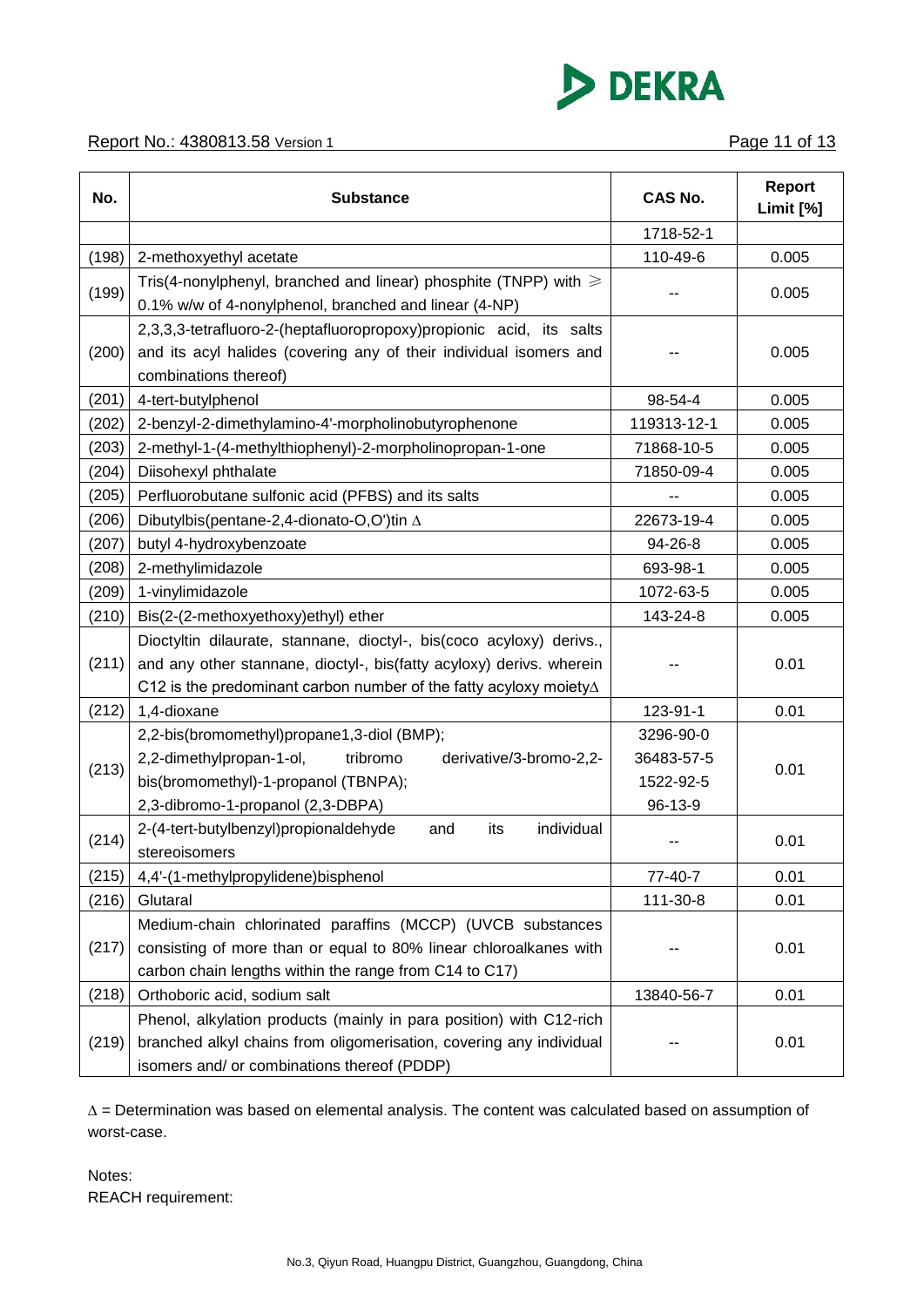| No. | Substance | CAS No. | Report Limit [%] |
|---|---|---|---|
| | | 1718-52-1 | |
| (198) | 2-methoxyethyl acetate | 110-49-6 | 0.005 |
| (199) | Tris(4-nonylphenyl, branched and linear) phosphite (TNPP) with ≥ 0.1% w/w of 4-nonylphenol, branched and linear (4-NP) | -- | 0.005 |
| (200) | 2,3,3,3-tetrafluoro-2-(heptafluoropropoxy)propionic acid, its salts and its acyl halides (covering any of their individual isomers and combinations thereof) | -- | 0.005 |
| (201) | 4-tert-butylphenol | 98-54-4 | 0.005 |
| (202) | 2-benzyl-2-dimethylamino-4'-morpholinobutyrophenone | 119313-12-1 | 0.005 |
| (203) | 2-methyl-1-(4-methylthiophenyl)-2-morpholinopropan-1-one | 71868-10-5 | 0.005 |
| (204) | Diisohexyl phthalate | 71850-09-4 | 0.005 |
| (205) | Perfluorobutane sulfonic acid (PFBS) and its salts | -- | 0.005 |
| (206) | Dibutylbis(pentane-2,4-dionato-O,O')tin Δ | 22673-19-4 | 0.005 |
| (207) | butyl 4-hydroxybenzoate | 94-26-8 | 0.005 |
| (208) | 2-methylimidazole | 693-98-1 | 0.005 |
| (209) | 1-vinylimidazole | 1072-63-5 | 0.005 |
| (210) | Bis(2-(2-methoxyethoxy)ethyl) ether | 143-24-8 | 0.005 |
| (211) | Dioctyltin dilaurate, stannane, dioctyl-, bis(coco acyloxy) derivs., and any other stannane, dioctyl-, bis(fatty acyloxy) derivs. wherein C12 is the predominant carbon number of the fatty acyloxy moietyΔ | -- | 0.01 |
| (212) | 1,4-dioxane | 123-91-1 | 0.01 |
| (213) | 2,2-bis(bromomethyl)propane1,3-diol (BMP);<br>2,2-dimethylpropan-1-ol, tribromo derivative/3-bromo-2,2-bis(bromomethyl)-1-propanol (TBNPA);<br>2,3-dibromo-1-propanol (2,3-DBPA) | 3296-90-0<br>36483-57-5<br>1522-92-5<br>96-13-9 | 0.01 |
| (214) | 2-(4-tert-butylbenzyl)propionaldehyde and its individual stereoisomers | -- | 0.01 |
| (215) | 4,4'-(1-methylpropylidene)bisphenol | 77-40-7 | 0.01 |
| (216) | Glutaral | 111-30-8 | 0.01 |
| (217) | Medium-chain chlorinated paraffins (MCCP) (UVCB substances consisting of more than or equal to 80% linear chloroalkanes with carbon chain lengths within the range from C14 to C17) | -- | 0.01 |
| (218) | Orthoboric acid, sodium salt | 13840-56-7 | 0.01 |
| (219) | Phenol, alkylation products (mainly in para position) with C12-rich branched alkyl chains from oligomerisation, covering any individual isomers and/ or combinations thereof (PDDP) | -- | 0.01 |

Δ = Determination was based on elemental analysis. The content was calculated based on assumption of worst-case.

Notes:
REACH requirement: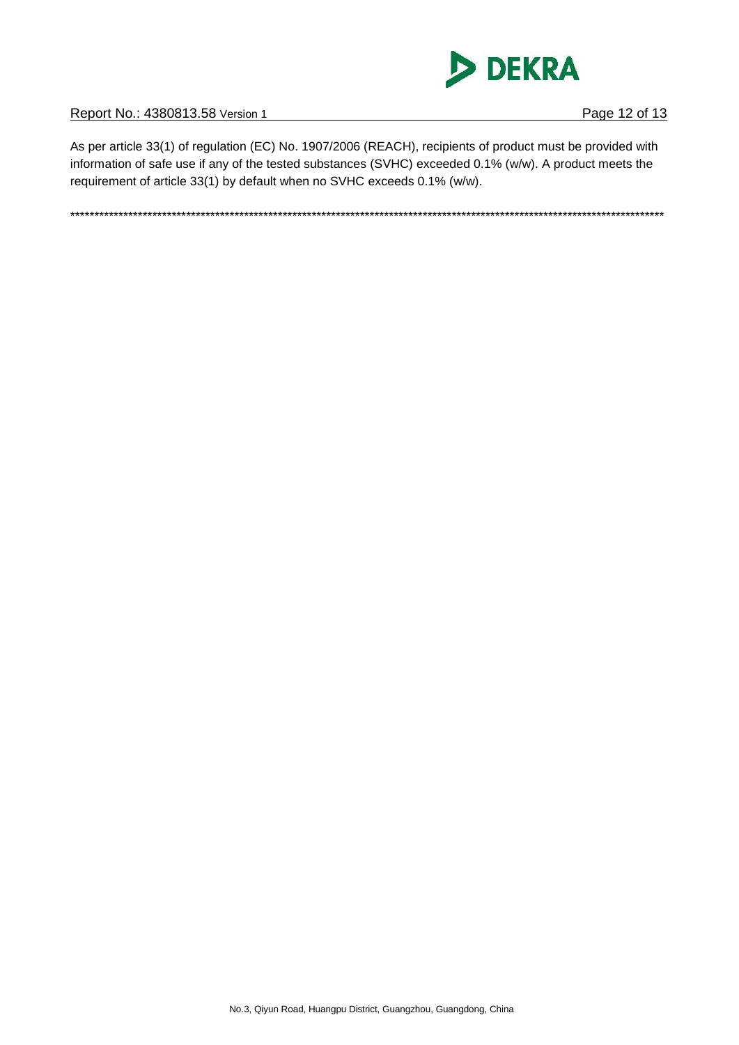As per article 33(1) of regulation (EC) No. 1907/2006 (REACH), recipients of product must be provided with information of safe use if any of the tested substances (SVHC) exceeded 0.1% (w/w). A product meets the requirement of article 33(1) by default when no SVHC exceeds 0.1% (w/w).

*******************************************************************************************************************************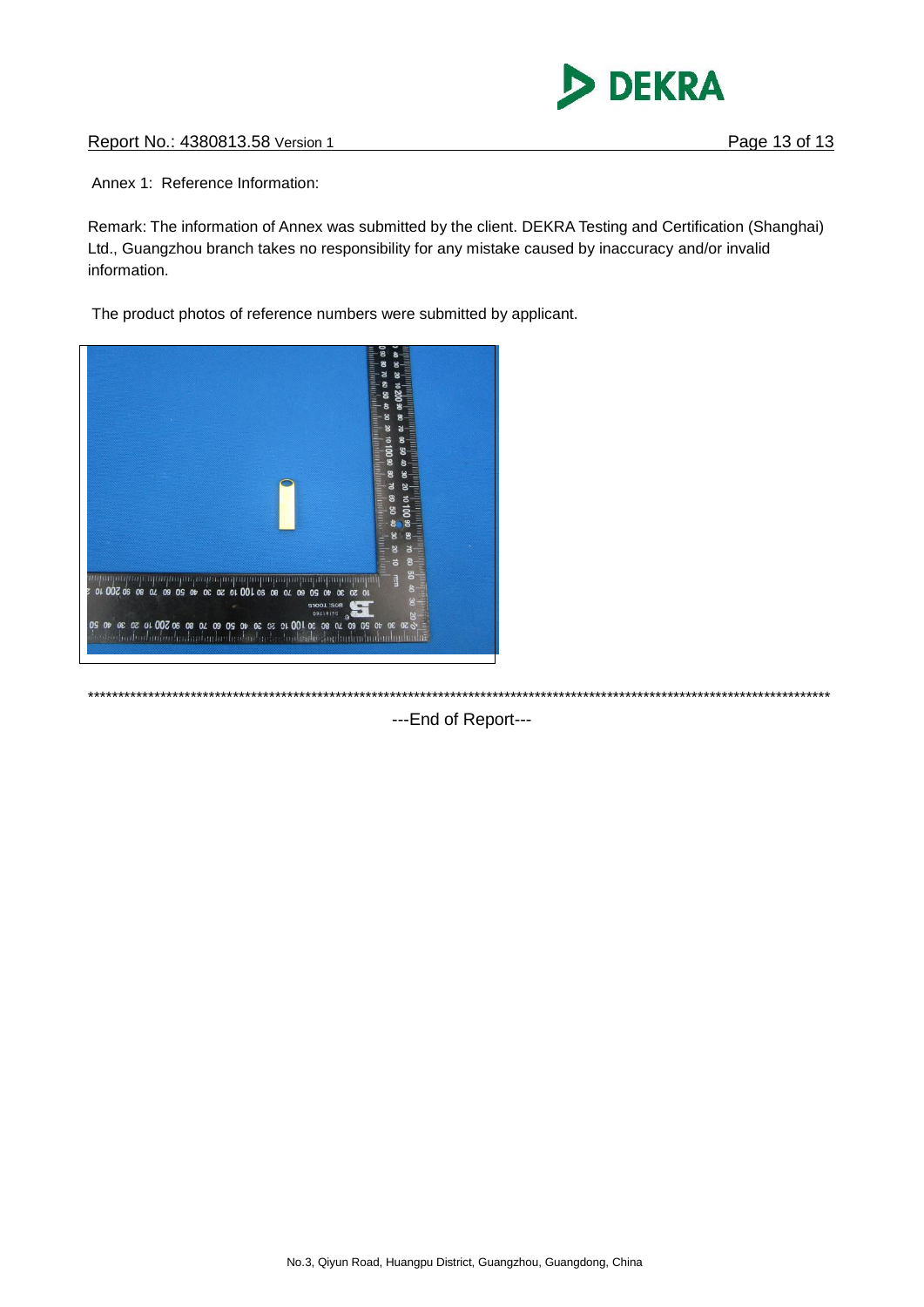Annex 1: Reference Information:

Remark: The information of Annex was submitted by the client. DEKRA Testing and Certification (Shanghai) Ltd., Guangzhou branch takes no responsibility for any mistake caused by inaccuracy and/or invalid information.

The product photos of reference numbers were submitted by applicant.

*****************************************************************************************************************************

---End of Report---